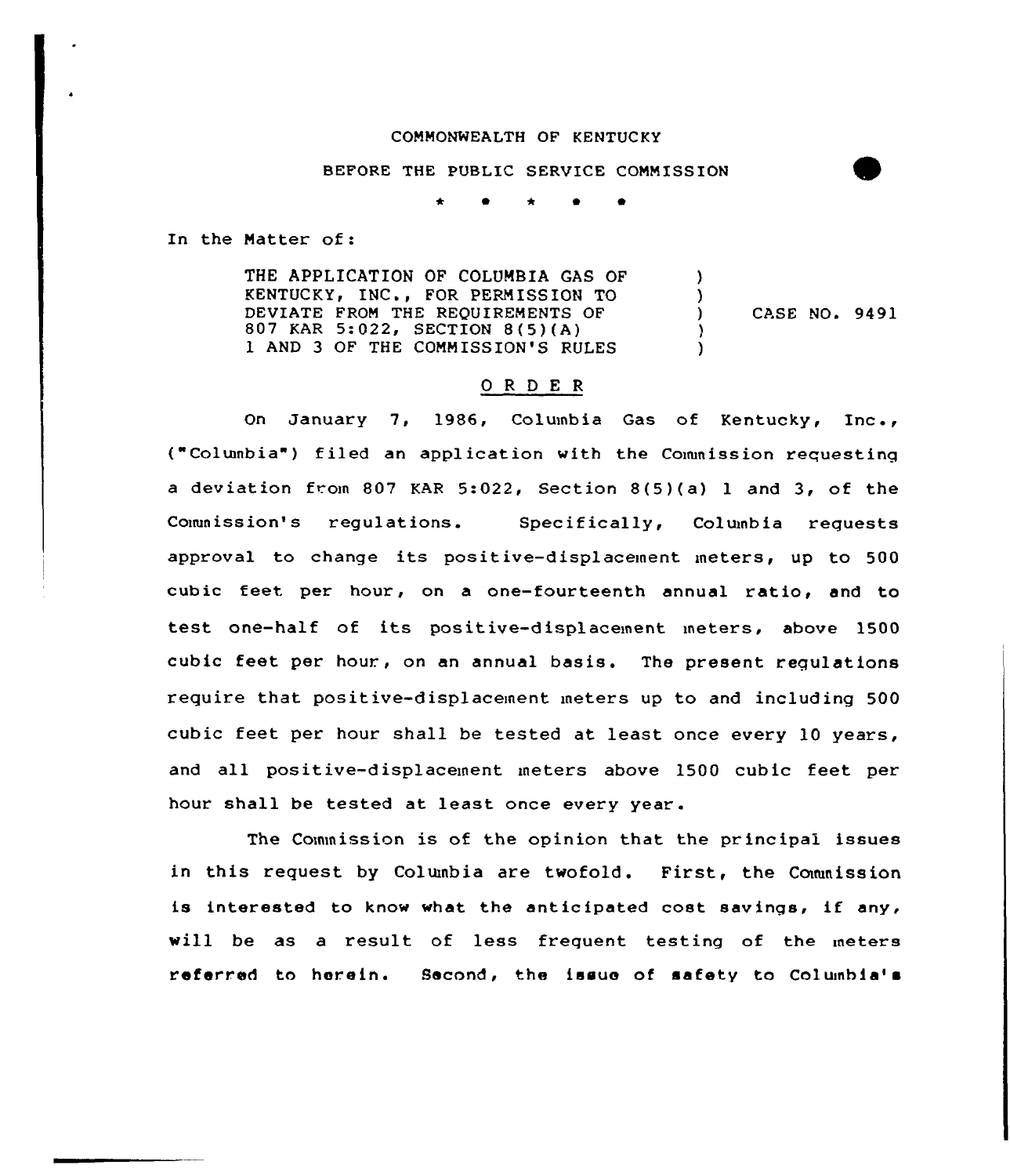COMMONWEALTH OF KENTUCKY

BEFORE THE PUBLIC SERVICE COMMISSION

\* \* \* \* \*

In the Matter of:

THE APPLICATION OF COLUMBIA GAS OF KENTUCKY, INC., FOR PERMISSION TO DEVIATE FROM THE REQUIREMENTS OF 807 KAR 5:022, SECTION 8(5)(A) 1 AND 3 OF THE COMMISSION'S RULES ) CASE NO. 9491

## O R D E R

On January 7, 1986, Columbia Gas of Kentucky, Inc., ("Columbia") filed an application with the Commission requesting a deviation from 807 KAR 5:022, Section 8(5)(a) 1 and 3, of the Commission's regulations. Specifically, Columbia requests approval to change its positive-displacement meters, up to 500 cubic feet per hour, on a one-fourteenth annual ratio, and to test one-half of its positive-displacement meters, above 1500 cubic feet per hour, on an annual basis. The present regulations require that positive-displacement meters up to and including 500 cubic feet per hour shall be tested at least once every 10 years, and all positive-displacement meters above 1500 cubic feet per hour shall be tested at least once every year.

The Commission is of the opinion that the principal issues in this request by Columbia are twofold. First, the Commission is interested to know what the anticipated cost savings, if any, will be as a result of less frequent testing of the meters referred to herein. Second, the issue of safety to Columbia's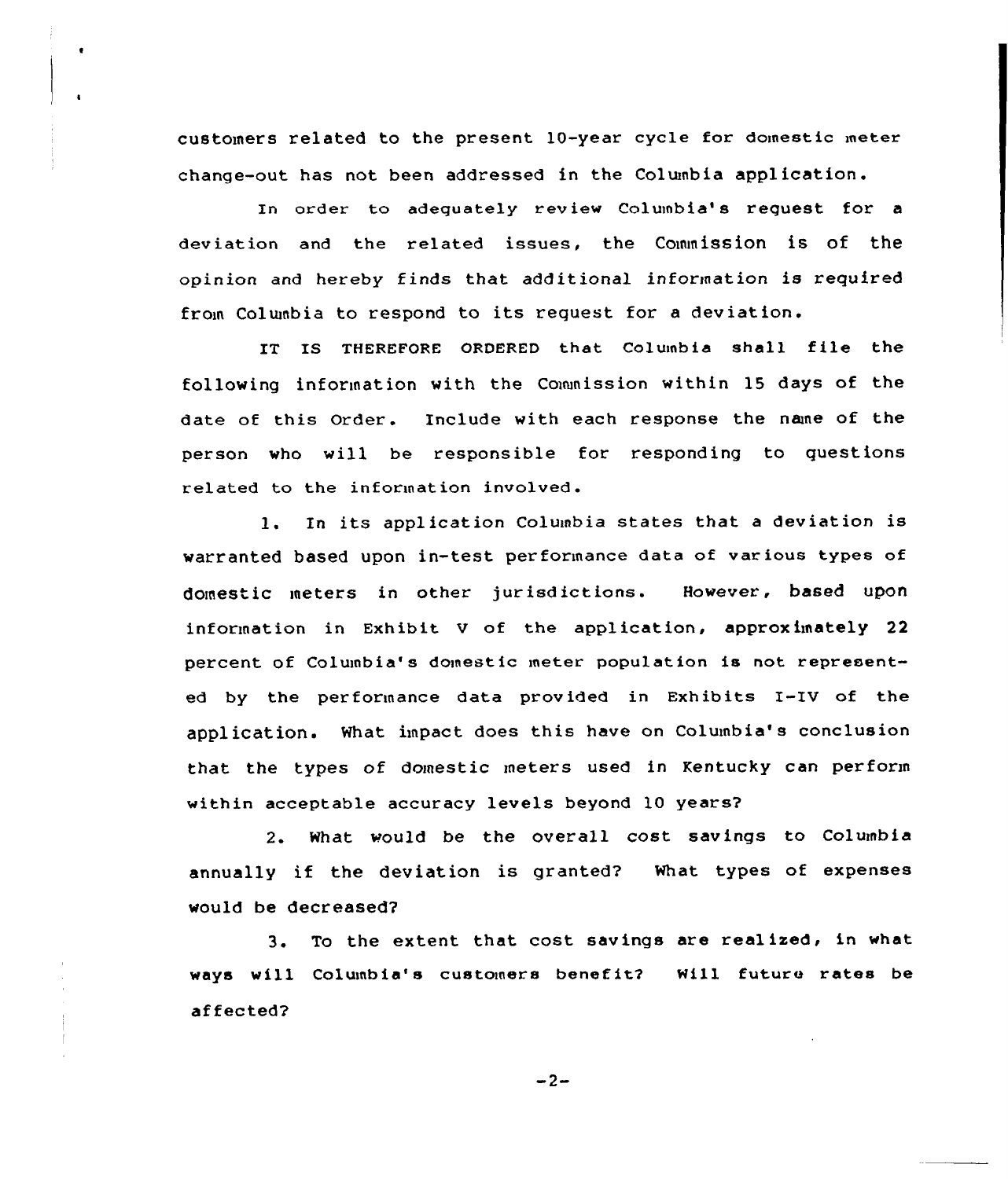customers related to the present 10-year cycle for domestic meter change-out has not been addressed in the Columbia application.

In order to adequately review Columbia's request for a deviation and the related issues, the Commission is of the opinion and hereby finds that additional information is required from Columbia to respond to its request for a deviation.

IT IS THEREFORE ORDERED that Columbia shall file the following information with the Commission within 15 days of the date of this Order. Include with each response the name of the person who will be responsible for responding to questions related to the information involved.

1. In its application Columbia states that a deviation is warranted based upon in-test performance data of various types of domestic meters in other jurisdictions. However, based upon information in Exhibit V of the application, approximately 22 percent of Columbia's domestic meter population is not represented by the performance data provided in Exhibits I-IV of the application. What impact does this have on Columbia's conclusion that the types of domestic meters used in Kentucky can perform within acceptable accuracy levels beyond 10 years?

2. What would be the overall cost savings to Columbia annually if the deviation is granted? What types of expenses would be decreased?

3. To the extent that cost savings are realized, in what ways will Columbia's customers benefit? Will future rates be affected?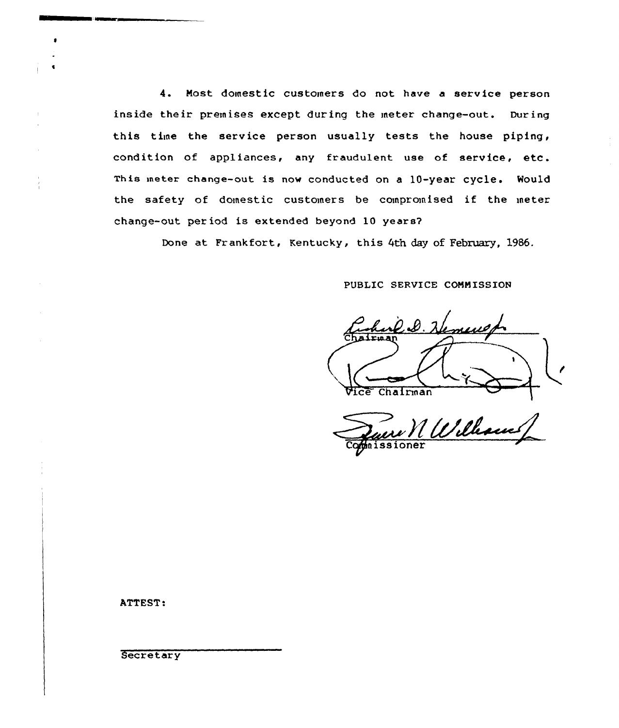4. Most domestic customers do not have a service person inside their premises except during the meter change-out. During this time the service person usually tests the house piping, condition of appliances, any fraudulent use of service, etc. This meter change-out is now conducted on a 10-year cycle. Would the safety of domestic customers be compromised if the meter change-out period is extended beyond 10 years?

Done at Frankfort, Kentucky, this 4th day of February, 1986.

PUBLIC SERVICE COMMISSION

Chairman

Vice Chairman

Commissioner

ATTEST:

Secretary